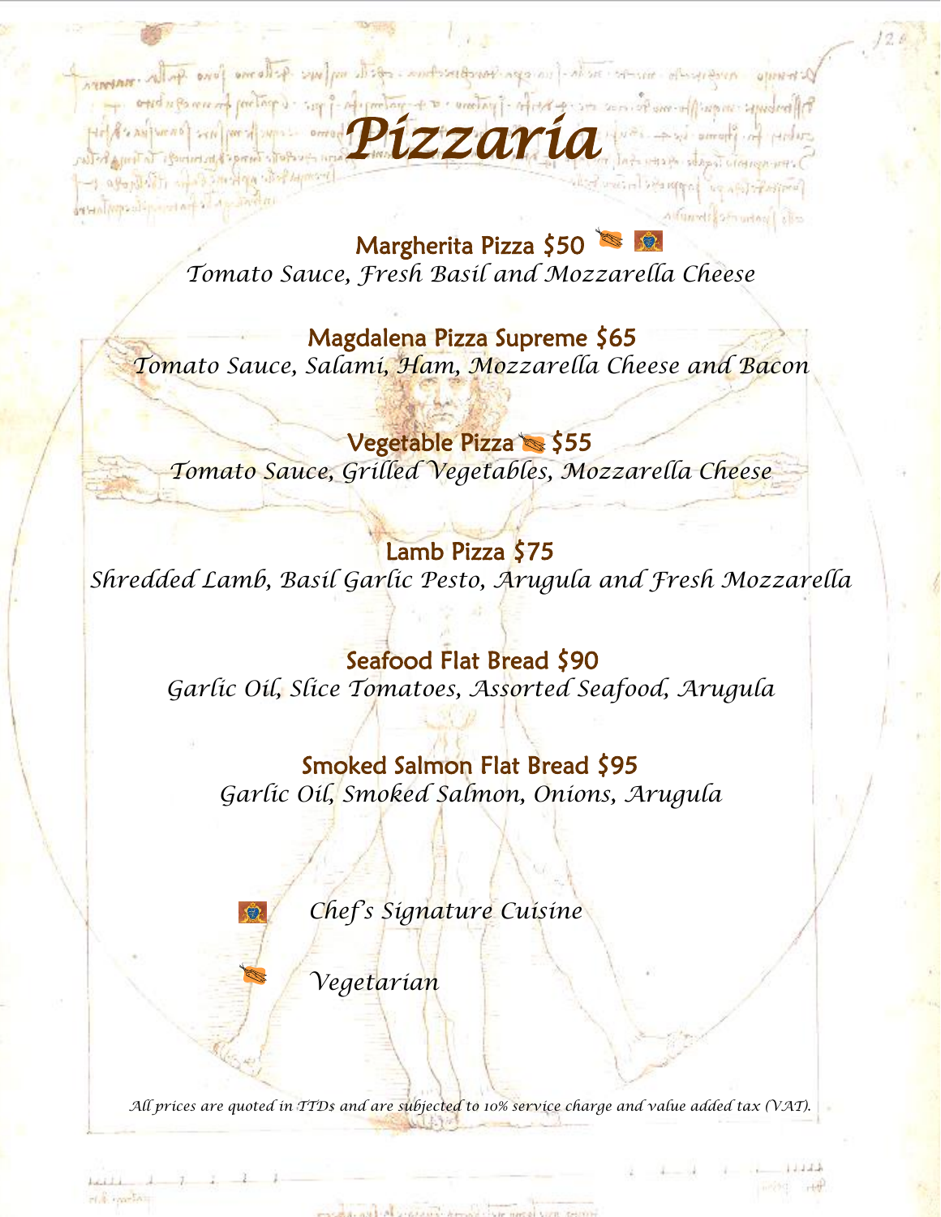# Pizzaria

**Margherita Pizza $50**

*Tomato Sauce, Fresh Basil and Mozzarella Cheese*

**Magdalena Pizza Supreme $65**

*Tomato Sauce, Salami, Ham, Mozzarella Cheese and Bacon*

**Vegetable Pizza $55**

*Tomato Sauce, Grilled Vegetables, Mozzarella Cheese*

**Lamb Pizza $75**

*Shredded Lamb, Basil Garlic Pesto, Arugula and Fresh Mozzarella*

**Seafood Flat Bread $90**

*Garlic Oil, Slice Tomatoes, Assorted Seafood, Arugula*

**Smoked Salmon Flat Bread $95**

*Garlic Oil, Smoked Salmon, Onions, Arugula*

*Chef's Signature Cuisine*

*Vegetarian*

*All prices are quoted in TTDs and are subjected to 10% service charge and value added tax (VAT).*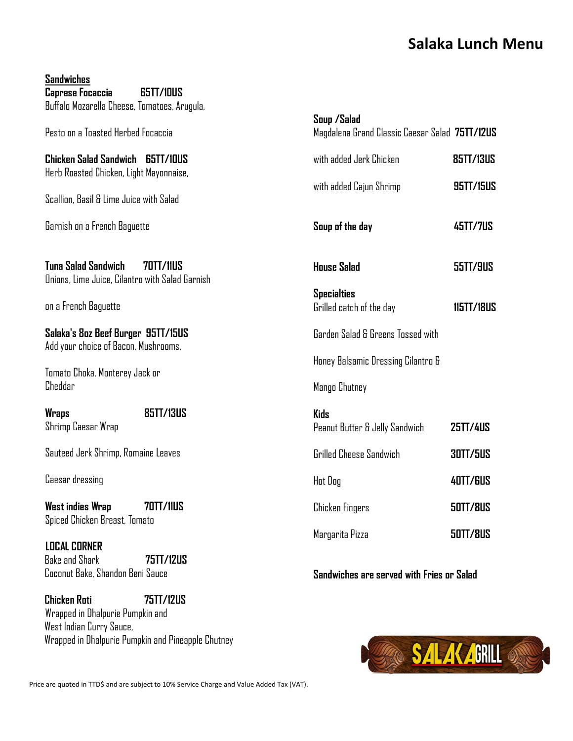# Salaka Lunch Menu

## Sandwiches

**Caprese Focaccia** **65TT/10US**
Buffalo Mozarella Cheese, Tomatoes, Arugula,

Pesto on a Toasted Herbed Focaccia

**Chicken Salad Sandwich** **65TT/10US**
Herb Roasted Chicken, Light Mayonnaise,

Scallion, Basil & Lime Juice with Salad

Garnish on a French Baguette

**Tuna Salad Sandwich** **70TT/11US**
Onions, Lime Juice, Cilantro with Salad Garnish

on a French Baguette

**Salaka's 8oz Beef Burger** **95TT/15US**
Add your choice of Bacon, Mushrooms,

Tomato Choka, Monterey Jack or
Cheddar

**Wraps** **85TT/13US**
Shrimp Caesar Wrap

Sauteed Jerk Shrimp, Romaine Leaves

Caesar dressing

**West indies Wrap** **70TT/11US**
Spiced Chicken Breast, Tomato

## LOCAL CORNER

Bake and Shark **75TT/12US**
Coconut Bake, Shandon Beni Sauce

**Chicken Roti** **75TT/12US**
Wrapped in Dhalpurie Pumpkin and
West Indian Curry Sauce,
Wrapped in Dhalpurie Pumpkin and Pineapple Chutney

## Soup /Salad

Magdalena Grand Classic Caesar Salad **75TT/12US**

with added Jerk Chicken **85TT/13US**

with added Cajun Shrimp **95TT/15US**

**Soup of the day** **45TT/7US**

**House Salad** **55TT/9US**

## Specialties

Grilled catch of the day **115TT/18US**

Garden Salad & Greens Tossed with

Honey Balsamic Dressing Cilantro &

Mango Chutney

## Kids

Peanut Butter & Jelly Sandwich **25TT/4US**

Grilled Cheese Sandwich **30TT/5US**

Hot Dog **40TT/6US**

Chicken Fingers **50TT/8US**

Margarita Pizza **50TT/8US**

**Sandwiches are served with Fries or Salad**

SALAKA GRILL

Price are quoted in TTD$ and are subject to 10% Service Charge and Value Added Tax (VAT).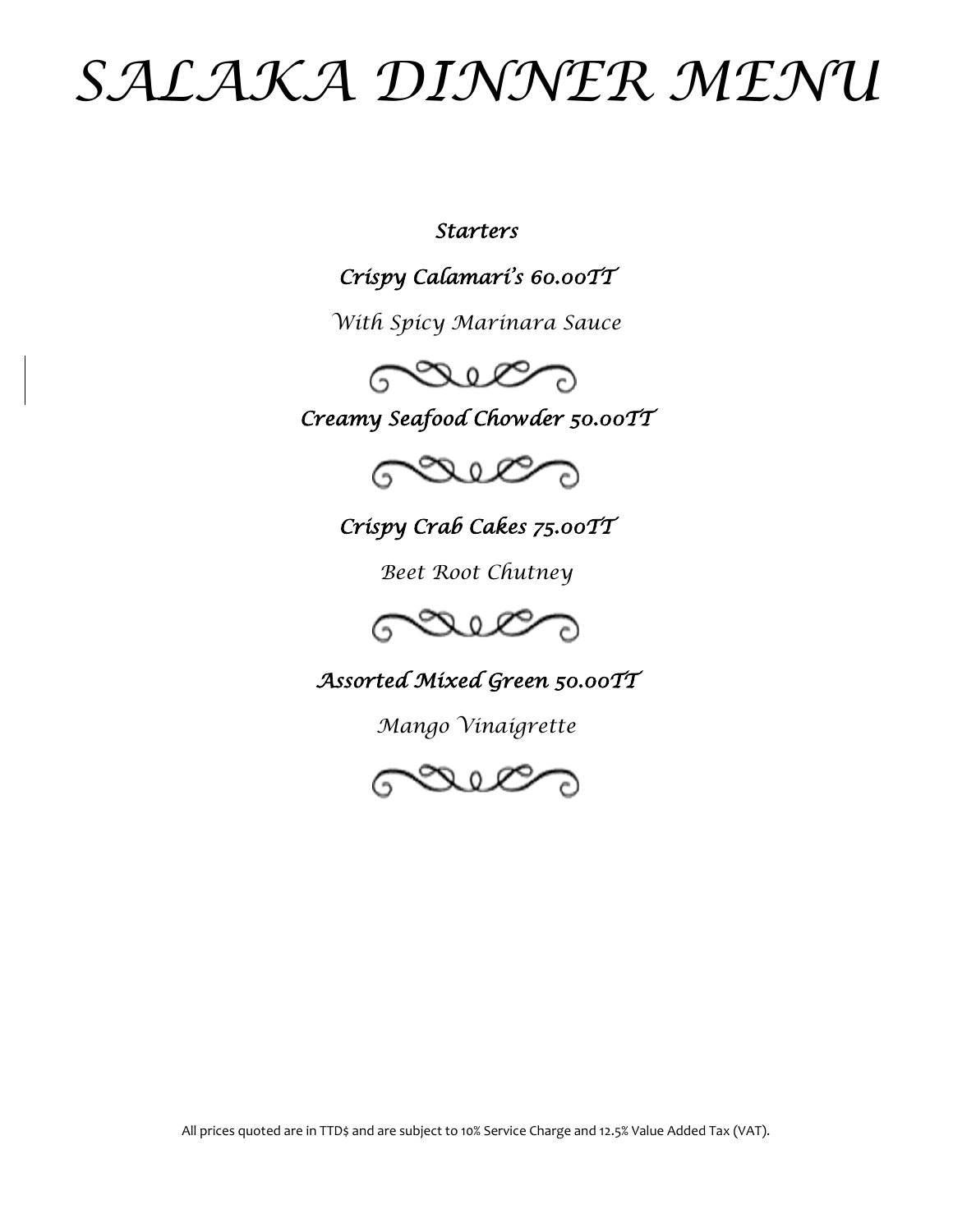# SALAKA DINNER MENU

## *Starters*

***Crispy Calamari's 60.00TT***

*With Spicy Marinara Sauce*

***Creamy Seafood Chowder 50.00TT***

***Crispy Crab Cakes 75.00TT***

*Beet Root Chutney*

***Assorted Mixed Green 50.00TT***

*Mango Vinaigrette*

All prices quoted are in TTD$ and are subject to 10% Service Charge and 12.5% Value Added Tax (VAT).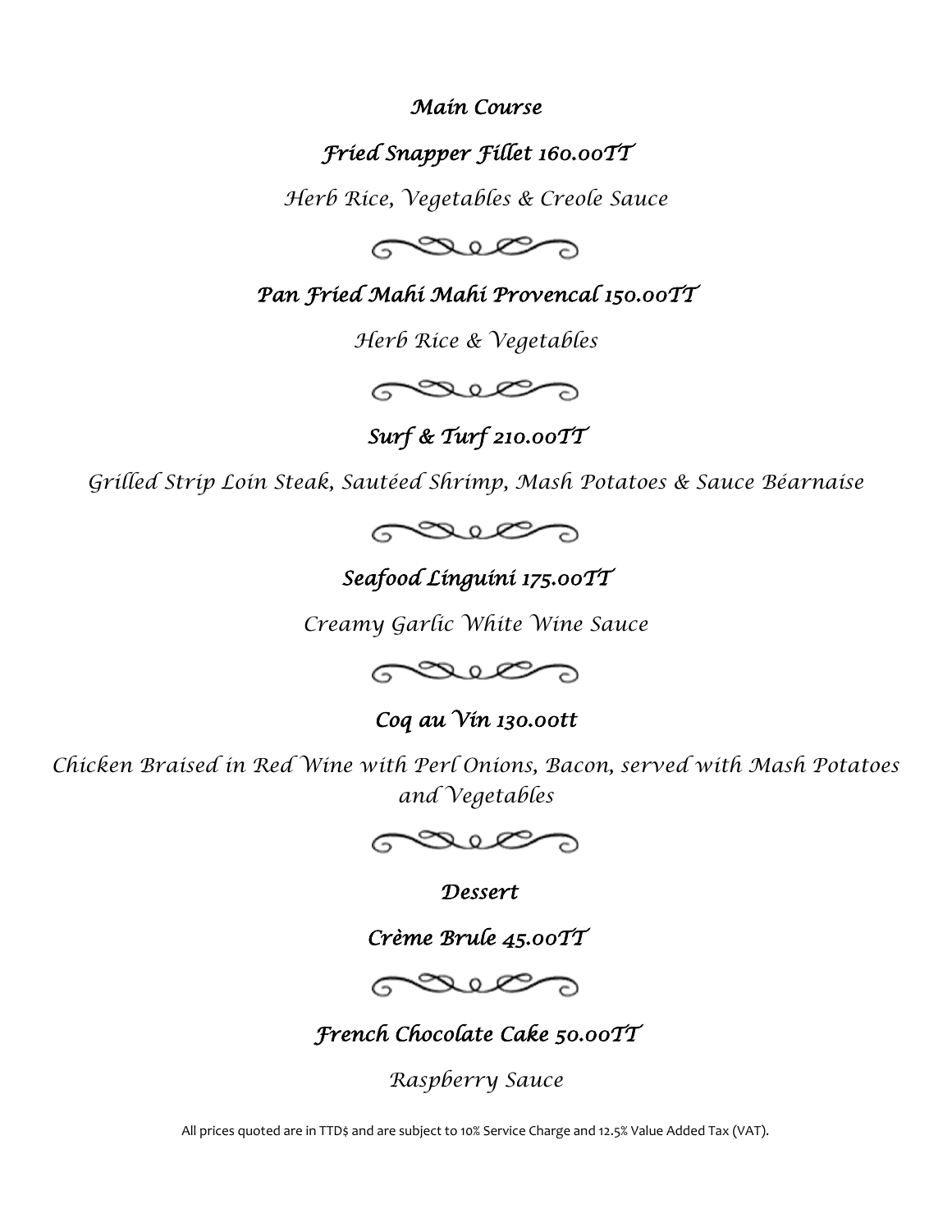## Main Course

### Fried Snapper Fillet 160.00TT

*Herb Rice, Vegetables & Creole Sauce*

### Pan Fried Mahi Mahi Provencal 150.00TT

*Herb Rice & Vegetables*

### Surf & Turf 210.00TT

*Grilled Strip Loin Steak, Sautéed Shrimp, Mash Potatoes & Sauce Béarnaise*

### Seafood Linguini 175.00TT

*Creamy Garlic White Wine Sauce*

### Coq au Vin 130.00tt

*Chicken Braised in Red Wine with Perl Onions, Bacon, served with Mash Potatoes and Vegetables*

## Dessert

### Crème Brule 45.00TT

### French Chocolate Cake 50.00TT

*Raspberry Sauce*

All prices quoted are in TTD$ and are subject to 10% Service Charge and 12.5% Value Added Tax (VAT).